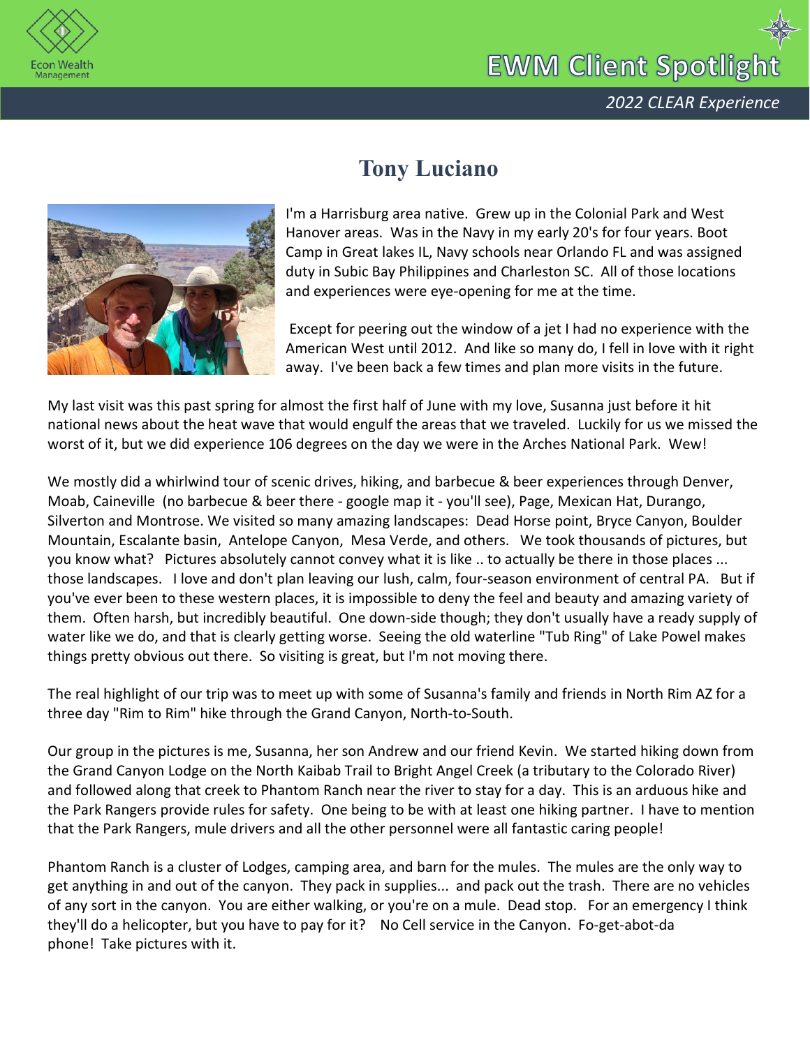Econ Wealth Management

# EWM Client Spotlight

*2022 CLEAR Experience*

## Tony Luciano

I'm a Harrisburg area native. Grew up in the Colonial Park and West Hanover areas. Was in the Navy in my early 20's for four years. Boot Camp in Great lakes IL, Navy schools near Orlando FL and was assigned duty in Subic Bay Philippines and Charleston SC. All of those locations and experiences were eye-opening for me at the time.

Except for peering out the window of a jet I had no experience with the American West until 2012. And like so many do, I fell in love with it right away. I've been back a few times and plan more visits in the future.

My last visit was this past spring for almost the first half of June with my love, Susanna just before it hit national news about the heat wave that would engulf the areas that we traveled. Luckily for us we missed the worst of it, but we did experience 106 degrees on the day we were in the Arches National Park. Wew!

We mostly did a whirlwind tour of scenic drives, hiking, and barbecue & beer experiences through Denver, Moab, Caineville (no barbecue & beer there - google map it - you'll see), Page, Mexican Hat, Durango, Silverton and Montrose. We visited so many amazing landscapes: Dead Horse point, Bryce Canyon, Boulder Mountain, Escalante basin, Antelope Canyon, Mesa Verde, and others. We took thousands of pictures, but you know what? Pictures absolutely cannot convey what it is like .. to actually be there in those places ... those landscapes. I love and don't plan leaving our lush, calm, four-season environment of central PA. But if you've ever been to these western places, it is impossible to deny the feel and beauty and amazing variety of them. Often harsh, but incredibly beautiful. One down-side though; they don't usually have a ready supply of water like we do, and that is clearly getting worse. Seeing the old waterline "Tub Ring" of Lake Powel makes things pretty obvious out there. So visiting is great, but I'm not moving there.

The real highlight of our trip was to meet up with some of Susanna's family and friends in North Rim AZ for a three day "Rim to Rim" hike through the Grand Canyon, North-to-South.

Our group in the pictures is me, Susanna, her son Andrew and our friend Kevin. We started hiking down from the Grand Canyon Lodge on the North Kaibab Trail to Bright Angel Creek (a tributary to the Colorado River) and followed along that creek to Phantom Ranch near the river to stay for a day. This is an arduous hike and the Park Rangers provide rules for safety. One being to be with at least one hiking partner. I have to mention that the Park Rangers, mule drivers and all the other personnel were all fantastic caring people!

Phantom Ranch is a cluster of Lodges, camping area, and barn for the mules. The mules are the only way to get anything in and out of the canyon. They pack in supplies... and pack out the trash. There are no vehicles of any sort in the canyon. You are either walking, or you're on a mule. Dead stop. For an emergency I think they'll do a helicopter, but you have to pay for it? No Cell service in the Canyon. Fo-get-abot-da phone! Take pictures with it.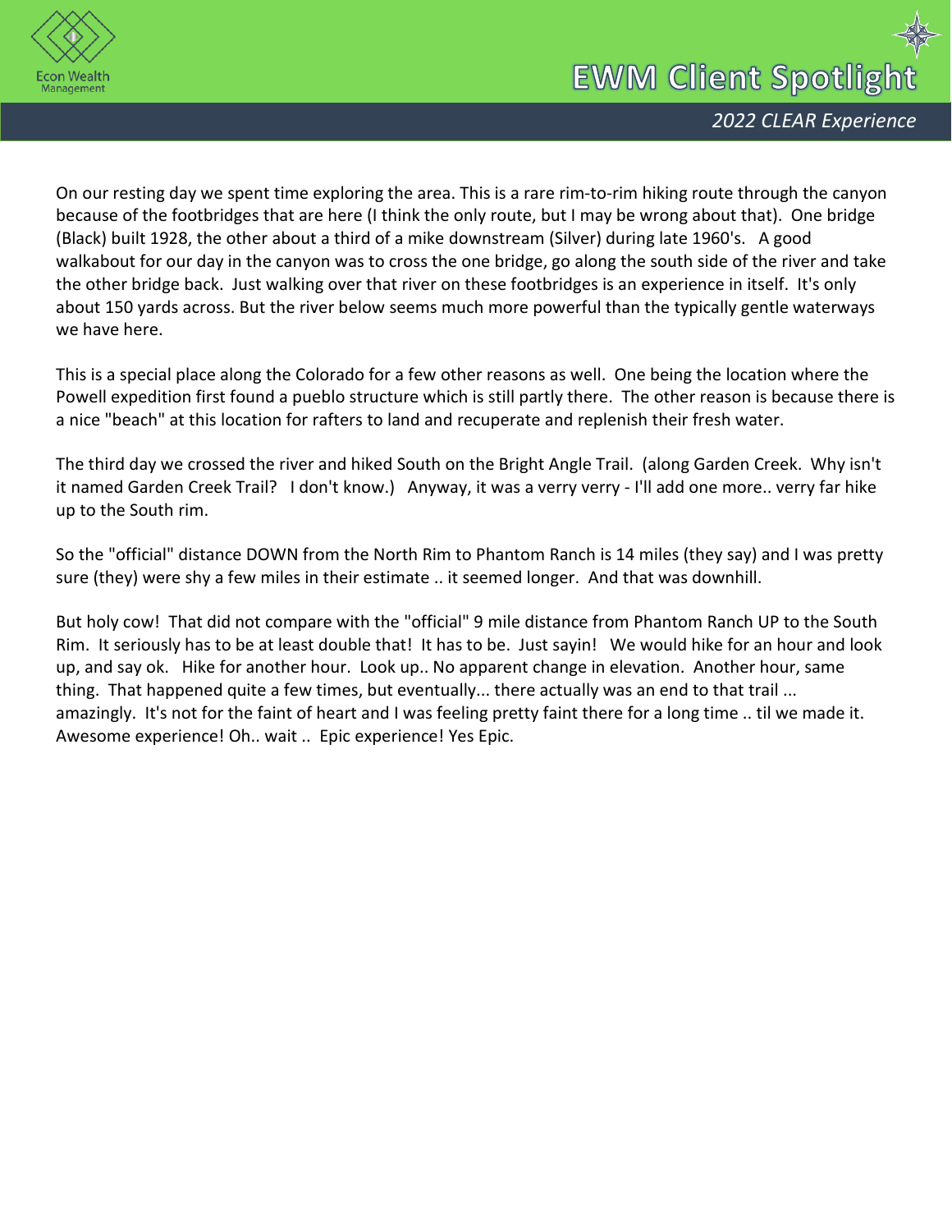On our resting day we spent time exploring the area. This is a rare rim-to-rim hiking route through the canyon because of the footbridges that are here (I think the only route, but I may be wrong about that). One bridge (Black) built 1928, the other about a third of a mike downstream (Silver) during late 1960's. A good walkabout for our day in the canyon was to cross the one bridge, go along the south side of the river and take the other bridge back. Just walking over that river on these footbridges is an experience in itself. It's only about 150 yards across. But the river below seems much more powerful than the typically gentle waterways we have here.

This is a special place along the Colorado for a few other reasons as well. One being the location where the Powell expedition first found a pueblo structure which is still partly there. The other reason is because there is a nice "beach" at this location for rafters to land and recuperate and replenish their fresh water.

The third day we crossed the river and hiked South on the Bright Angle Trail. (along Garden Creek. Why isn't it named Garden Creek Trail? I don't know.) Anyway, it was a verry verry - I'll add one more.. verry far hike up to the South rim.

So the "official" distance DOWN from the North Rim to Phantom Ranch is 14 miles (they say) and I was pretty sure (they) were shy a few miles in their estimate .. it seemed longer. And that was downhill.

But holy cow! That did not compare with the "official" 9 mile distance from Phantom Ranch UP to the South Rim. It seriously has to be at least double that! It has to be. Just sayin! We would hike for an hour and look up, and say ok. Hike for another hour. Look up.. No apparent change in elevation. Another hour, same thing. That happened quite a few times, but eventually... there actually was an end to that trail ... amazingly. It's not for the faint of heart and I was feeling pretty faint there for a long time .. til we made it. Awesome experience! Oh.. wait .. Epic experience! Yes Epic.